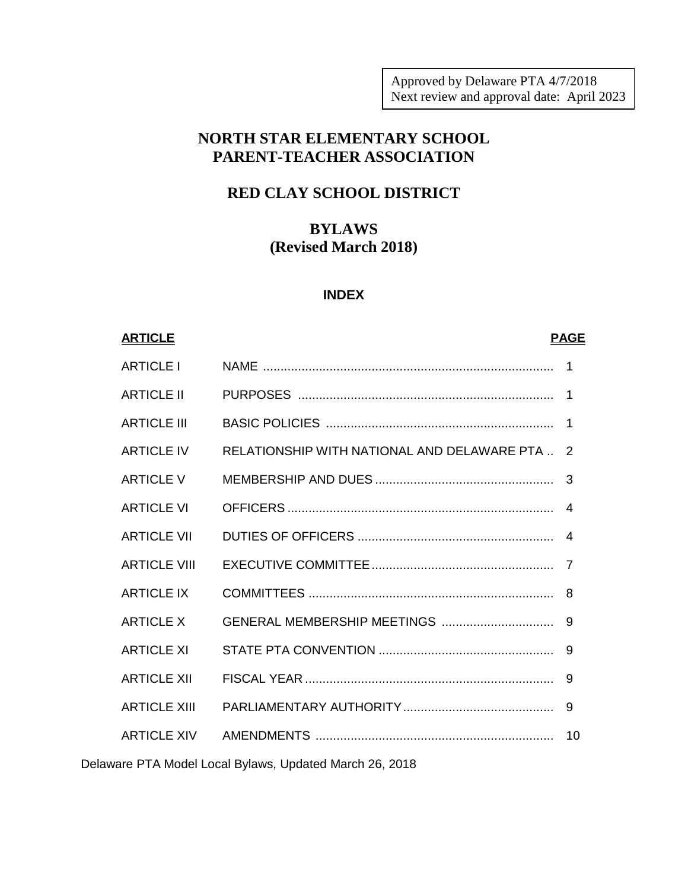Approved by Delaware PTA 4/7/2018
Next review and approval date: April 2023

# NORTH STAR ELEMENTARY SCHOOL PARENT-TEACHER ASSOCIATION

## RED CLAY SCHOOL DISTRICT

## BYLAWS (Revised March 2018)

### INDEX

| ARTICLE | | PAGE |
|---|---|---|
| ARTICLE I | NAME | 1 |
| ARTICLE II | PURPOSES | 1 |
| ARTICLE III | BASIC POLICIES | 1 |
| ARTICLE IV | RELATIONSHIP WITH NATIONAL AND DELAWARE PTA | 2 |
| ARTICLE V | MEMBERSHIP AND DUES | 3 |
| ARTICLE VI | OFFICERS | 4 |
| ARTICLE VII | DUTIES OF OFFICERS | 4 |
| ARTICLE VIII | EXECUTIVE COMMITTEE | 7 |
| ARTICLE IX | COMMITTEES | 8 |
| ARTICLE X | GENERAL MEMBERSHIP MEETINGS | 9 |
| ARTICLE XI | STATE PTA CONVENTION | 9 |
| ARTICLE XII | FISCAL YEAR | 9 |
| ARTICLE XIII | PARLIAMENTARY AUTHORITY | 9 |
| ARTICLE XIV | AMENDMENTS | 10 |

Delaware PTA Model Local Bylaws, Updated March 26, 2018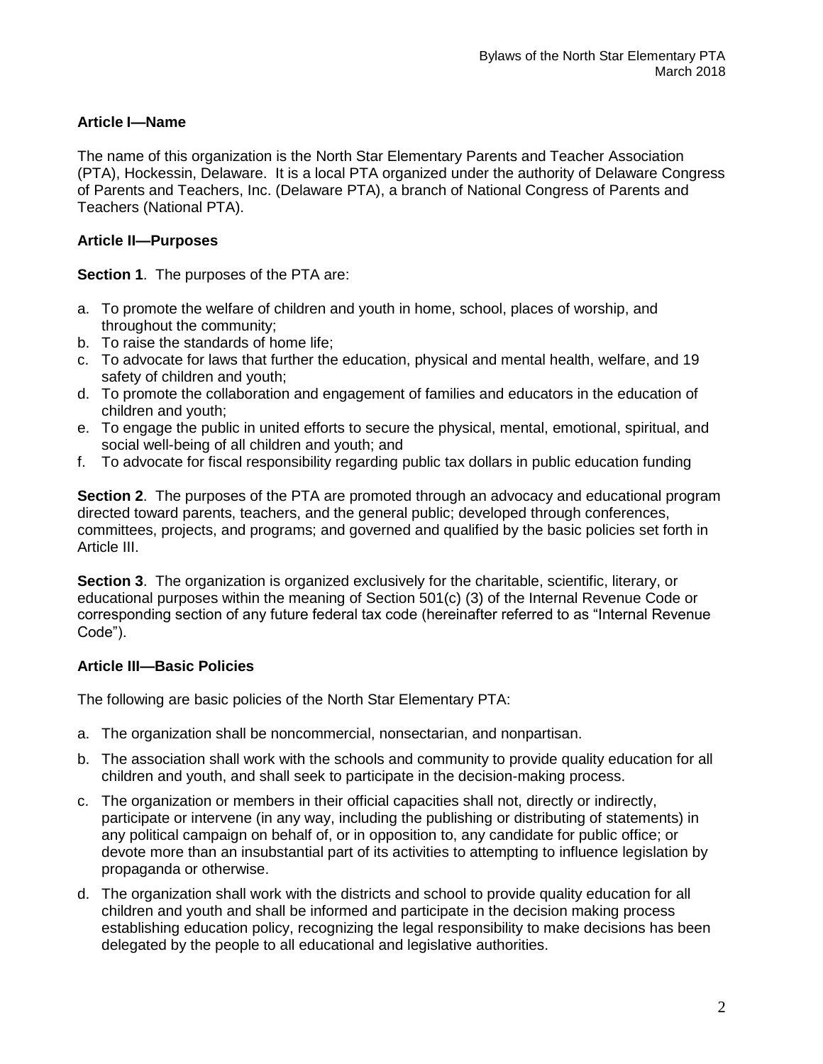**Article I—Name**

The name of this organization is the North Star Elementary Parents and Teacher Association (PTA), Hockessin, Delaware. It is a local PTA organized under the authority of Delaware Congress of Parents and Teachers, Inc. (Delaware PTA), a branch of National Congress of Parents and Teachers (National PTA).

**Article II—Purposes**

**Section 1**. The purposes of the PTA are:

a. To promote the welfare of children and youth in home, school, places of worship, and throughout the community;
b. To raise the standards of home life;
c. To advocate for laws that further the education, physical and mental health, welfare, and 19 safety of children and youth;
d. To promote the collaboration and engagement of families and educators in the education of children and youth;
e. To engage the public in united efforts to secure the physical, mental, emotional, spiritual, and social well-being of all children and youth; and
f. To advocate for fiscal responsibility regarding public tax dollars in public education funding

**Section 2**. The purposes of the PTA are promoted through an advocacy and educational program directed toward parents, teachers, and the general public; developed through conferences, committees, projects, and programs; and governed and qualified by the basic policies set forth in Article III.

**Section 3**. The organization is organized exclusively for the charitable, scientific, literary, or educational purposes within the meaning of Section 501(c) (3) of the Internal Revenue Code or corresponding section of any future federal tax code (hereinafter referred to as "Internal Revenue Code").

**Article III—Basic Policies**

The following are basic policies of the North Star Elementary PTA:

a. The organization shall be noncommercial, nonsectarian, and nonpartisan.

b. The association shall work with the schools and community to provide quality education for all children and youth, and shall seek to participate in the decision-making process.

c. The organization or members in their official capacities shall not, directly or indirectly, participate or intervene (in any way, including the publishing or distributing of statements) in any political campaign on behalf of, or in opposition to, any candidate for public office; or devote more than an insubstantial part of its activities to attempting to influence legislation by propaganda or otherwise.

d. The organization shall work with the districts and school to provide quality education for all children and youth and shall be informed and participate in the decision making process establishing education policy, recognizing the legal responsibility to make decisions has been delegated by the people to all educational and legislative authorities.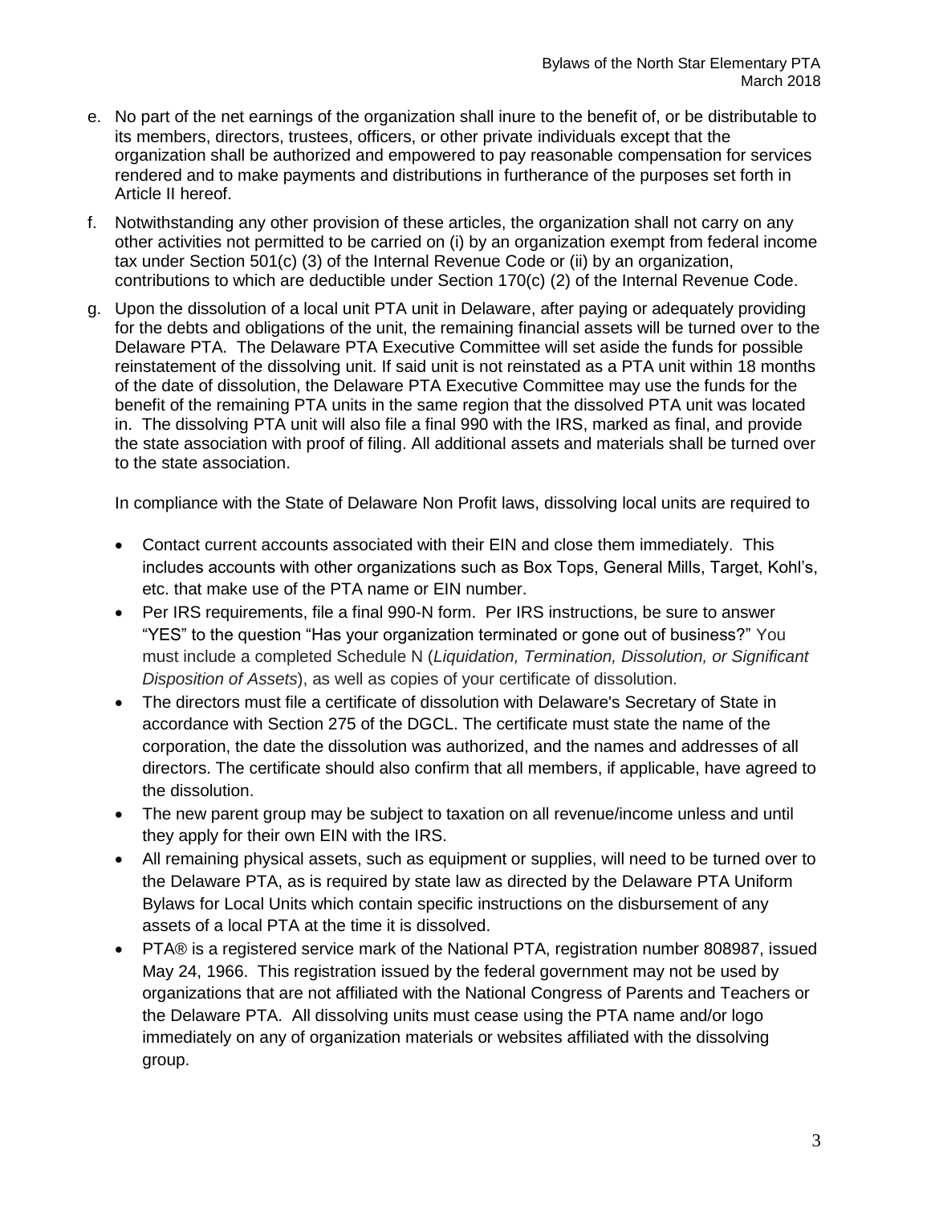e. No part of the net earnings of the organization shall inure to the benefit of, or be distributable to its members, directors, trustees, officers, or other private individuals except that the organization shall be authorized and empowered to pay reasonable compensation for services rendered and to make payments and distributions in furtherance of the purposes set forth in Article II hereof.

f. Notwithstanding any other provision of these articles, the organization shall not carry on any other activities not permitted to be carried on (i) by an organization exempt from federal income tax under Section 501(c) (3) of the Internal Revenue Code or (ii) by an organization, contributions to which are deductible under Section 170(c) (2) of the Internal Revenue Code.

g. Upon the dissolution of a local unit PTA unit in Delaware, after paying or adequately providing for the debts and obligations of the unit, the remaining financial assets will be turned over to the Delaware PTA. The Delaware PTA Executive Committee will set aside the funds for possible reinstatement of the dissolving unit. If said unit is not reinstated as a PTA unit within 18 months of the date of dissolution, the Delaware PTA Executive Committee may use the funds for the benefit of the remaining PTA units in the same region that the dissolved PTA unit was located in. The dissolving PTA unit will also file a final 990 with the IRS, marked as final, and provide the state association with proof of filing. All additional assets and materials shall be turned over to the state association.

   In compliance with the State of Delaware Non Profit laws, dissolving local units are required to

   - Contact current accounts associated with their EIN and close them immediately. This includes accounts with other organizations such as Box Tops, General Mills, Target, Kohl's, etc. that make use of the PTA name or EIN number.
   - Per IRS requirements, file a final 990-N form. Per IRS instructions, be sure to answer "YES" to the question "Has your organization terminated or gone out of business?" You must include a completed Schedule N (*Liquidation, Termination, Dissolution, or Significant Disposition of Assets*), as well as copies of your certificate of dissolution.
   - The directors must file a certificate of dissolution with Delaware's Secretary of State in accordance with Section 275 of the DGCL. The certificate must state the name of the corporation, the date the dissolution was authorized, and the names and addresses of all directors. The certificate should also confirm that all members, if applicable, have agreed to the dissolution.
   - The new parent group may be subject to taxation on all revenue/income unless and until they apply for their own EIN with the IRS.
   - All remaining physical assets, such as equipment or supplies, will need to be turned over to the Delaware PTA, as is required by state law as directed by the Delaware PTA Uniform Bylaws for Local Units which contain specific instructions on the disbursement of any assets of a local PTA at the time it is dissolved.
   - PTA® is a registered service mark of the National PTA, registration number 808987, issued May 24, 1966. This registration issued by the federal government may not be used by organizations that are not affiliated with the National Congress of Parents and Teachers or the Delaware PTA. All dissolving units must cease using the PTA name and/or logo immediately on any of organization materials or websites affiliated with the dissolving group.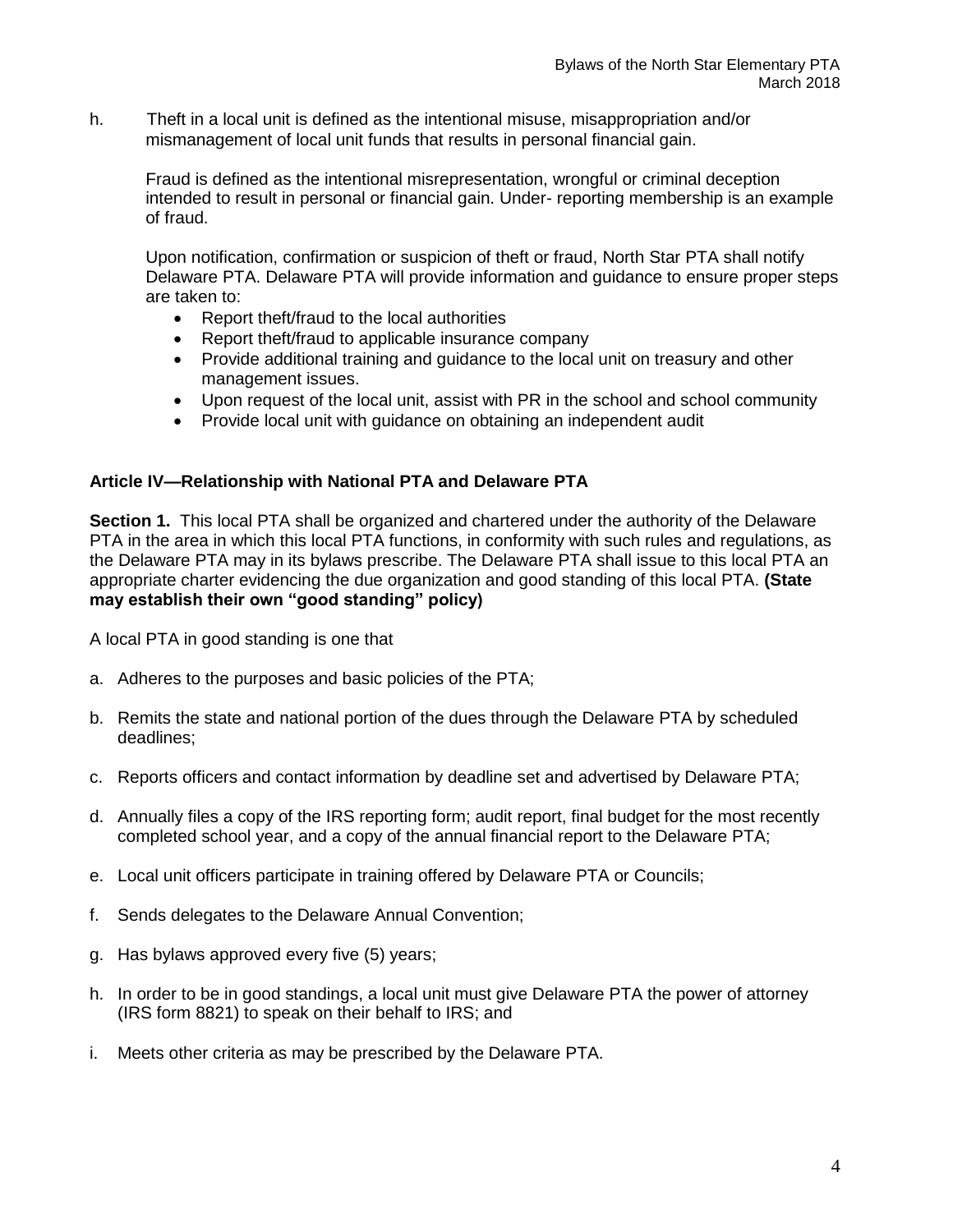h. Theft in a local unit is defined as the intentional misuse, misappropriation and/or mismanagement of local unit funds that results in personal financial gain.

Fraud is defined as the intentional misrepresentation, wrongful or criminal deception intended to result in personal or financial gain. Under- reporting membership is an example of fraud.

Upon notification, confirmation or suspicion of theft or fraud, North Star PTA shall notify Delaware PTA. Delaware PTA will provide information and guidance to ensure proper steps are taken to:

- Report theft/fraud to the local authorities
- Report theft/fraud to applicable insurance company
- Provide additional training and guidance to the local unit on treasury and other management issues.
- Upon request of the local unit, assist with PR in the school and school community
- Provide local unit with guidance on obtaining an independent audit

**Article IV—Relationship with National PTA and Delaware PTA**

**Section 1.** This local PTA shall be organized and chartered under the authority of the Delaware PTA in the area in which this local PTA functions, in conformity with such rules and regulations, as the Delaware PTA may in its bylaws prescribe. The Delaware PTA shall issue to this local PTA an appropriate charter evidencing the due organization and good standing of this local PTA. **(State may establish their own "good standing" policy)**

A local PTA in good standing is one that

a. Adheres to the purposes and basic policies of the PTA;

b. Remits the state and national portion of the dues through the Delaware PTA by scheduled deadlines;

c. Reports officers and contact information by deadline set and advertised by Delaware PTA;

d. Annually files a copy of the IRS reporting form; audit report, final budget for the most recently completed school year, and a copy of the annual financial report to the Delaware PTA;

e. Local unit officers participate in training offered by Delaware PTA or Councils;

f. Sends delegates to the Delaware Annual Convention;

g. Has bylaws approved every five (5) years;

h. In order to be in good standings, a local unit must give Delaware PTA the power of attorney (IRS form 8821) to speak on their behalf to IRS; and

i. Meets other criteria as may be prescribed by the Delaware PTA.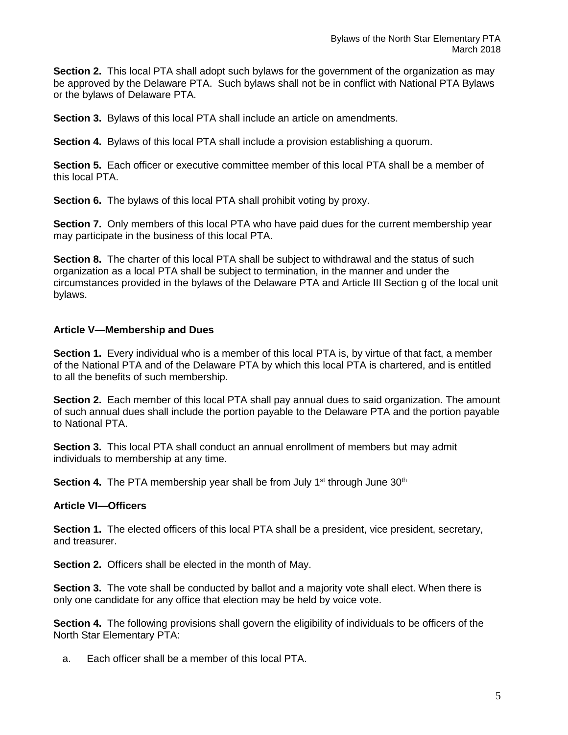**Section 2.** This local PTA shall adopt such bylaws for the government of the organization as may be approved by the Delaware PTA. Such bylaws shall not be in conflict with National PTA Bylaws or the bylaws of Delaware PTA.

**Section 3.** Bylaws of this local PTA shall include an article on amendments.

**Section 4.** Bylaws of this local PTA shall include a provision establishing a quorum.

**Section 5.** Each officer or executive committee member of this local PTA shall be a member of this local PTA.

**Section 6.** The bylaws of this local PTA shall prohibit voting by proxy.

**Section 7.** Only members of this local PTA who have paid dues for the current membership year may participate in the business of this local PTA.

**Section 8.** The charter of this local PTA shall be subject to withdrawal and the status of such organization as a local PTA shall be subject to termination, in the manner and under the circumstances provided in the bylaws of the Delaware PTA and Article III Section g of the local unit bylaws.

### Article V—Membership and Dues

**Section 1.** Every individual who is a member of this local PTA is, by virtue of that fact, a member of the National PTA and of the Delaware PTA by which this local PTA is chartered, and is entitled to all the benefits of such membership.

**Section 2.** Each member of this local PTA shall pay annual dues to said organization. The amount of such annual dues shall include the portion payable to the Delaware PTA and the portion payable to National PTA.

**Section 3.** This local PTA shall conduct an annual enrollment of members but may admit individuals to membership at any time.

**Section 4.** The PTA membership year shall be from July 1st through June 30th

### Article VI—Officers

**Section 1.** The elected officers of this local PTA shall be a president, vice president, secretary, and treasurer.

**Section 2.** Officers shall be elected in the month of May.

**Section 3.** The vote shall be conducted by ballot and a majority vote shall elect. When there is only one candidate for any office that election may be held by voice vote.

**Section 4.** The following provisions shall govern the eligibility of individuals to be officers of the North Star Elementary PTA:

a. Each officer shall be a member of this local PTA.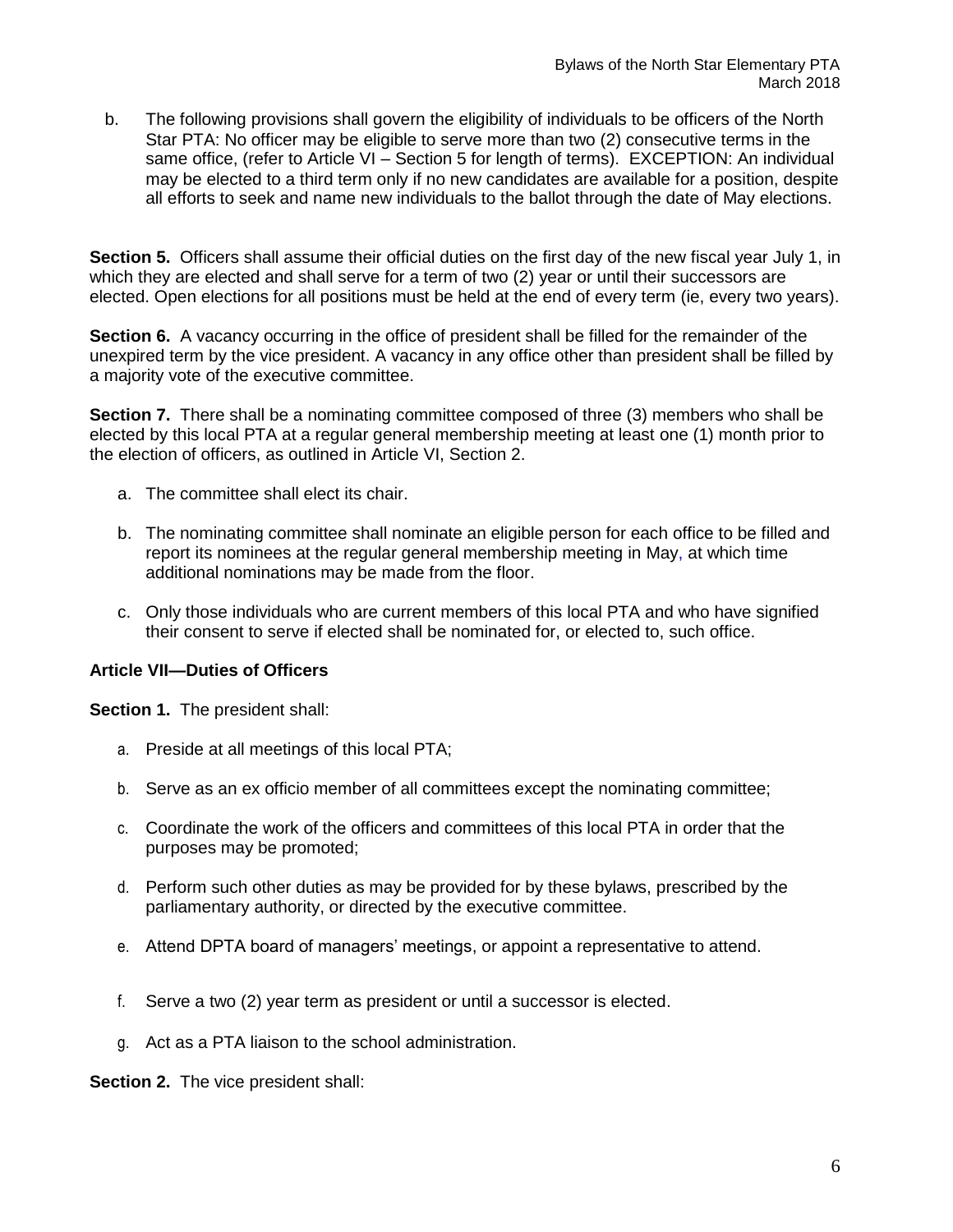b. The following provisions shall govern the eligibility of individuals to be officers of the North Star PTA: No officer may be eligible to serve more than two (2) consecutive terms in the same office, (refer to Article VI – Section 5 for length of terms). EXCEPTION: An individual may be elected to a third term only if no new candidates are available for a position, despite all efforts to seek and name new individuals to the ballot through the date of May elections.

**Section 5.** Officers shall assume their official duties on the first day of the new fiscal year July 1, in which they are elected and shall serve for a term of two (2) year or until their successors are elected. Open elections for all positions must be held at the end of every term (ie, every two years).

**Section 6.** A vacancy occurring in the office of president shall be filled for the remainder of the unexpired term by the vice president. A vacancy in any office other than president shall be filled by a majority vote of the executive committee.

**Section 7.** There shall be a nominating committee composed of three (3) members who shall be elected by this local PTA at a regular general membership meeting at least one (1) month prior to the election of officers, as outlined in Article VI, Section 2.

a. The committee shall elect its chair.

b. The nominating committee shall nominate an eligible person for each office to be filled and report its nominees at the regular general membership meeting in May, at which time additional nominations may be made from the floor.

c. Only those individuals who are current members of this local PTA and who have signified their consent to serve if elected shall be nominated for, or elected to, such office.

**Article VII—Duties of Officers**

**Section 1.** The president shall:

a. Preside at all meetings of this local PTA;

b. Serve as an ex officio member of all committees except the nominating committee;

c. Coordinate the work of the officers and committees of this local PTA in order that the purposes may be promoted;

d. Perform such other duties as may be provided for by these bylaws, prescribed by the parliamentary authority, or directed by the executive committee.

e. Attend DPTA board of managers' meetings, or appoint a representative to attend.

f. Serve a two (2) year term as president or until a successor is elected.

g. Act as a PTA liaison to the school administration.

**Section 2.** The vice president shall: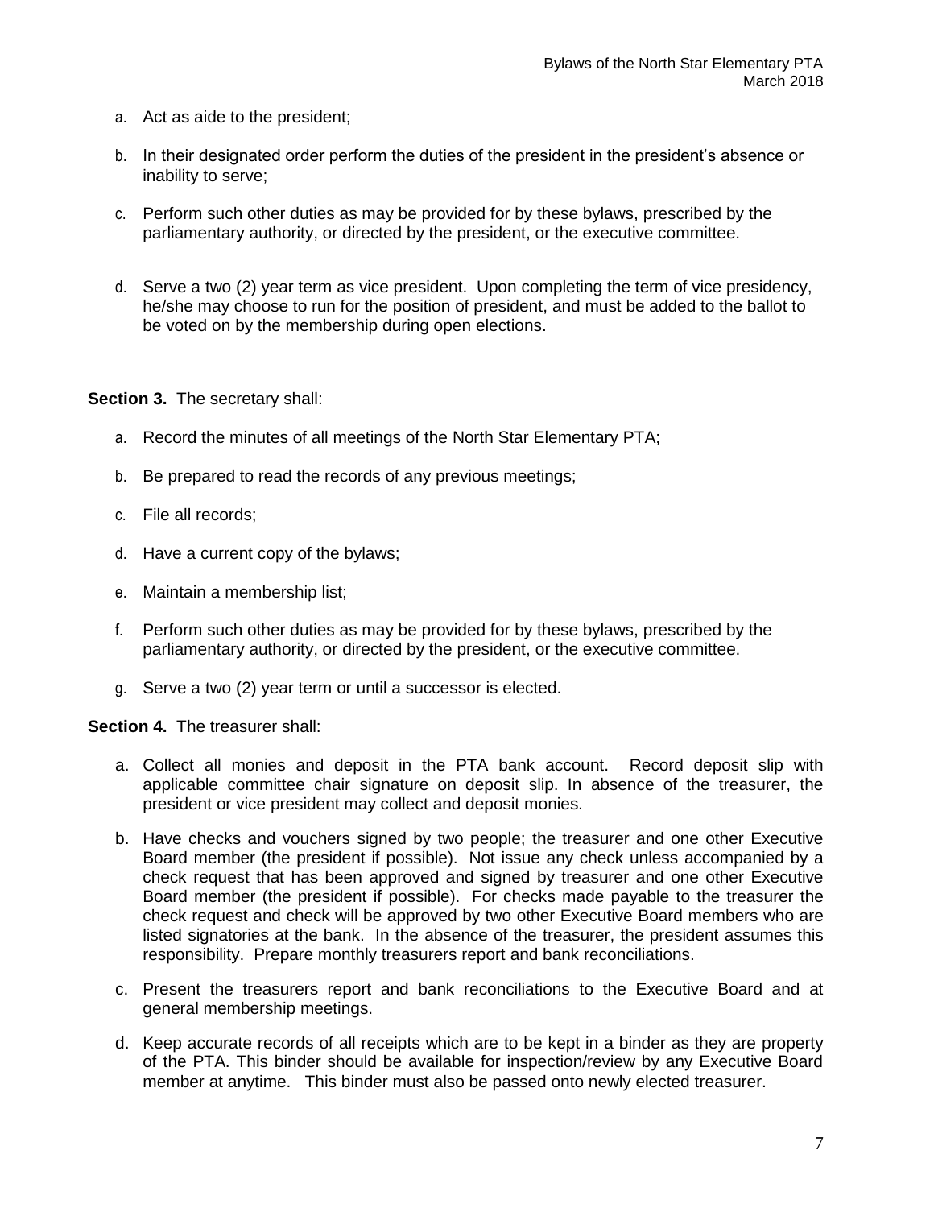a. Act as aide to the president;

b. In their designated order perform the duties of the president in the president's absence or inability to serve;

c. Perform such other duties as may be provided for by these bylaws, prescribed by the parliamentary authority, or directed by the president, or the executive committee.

d. Serve a two (2) year term as vice president. Upon completing the term of vice presidency, he/she may choose to run for the position of president, and must be added to the ballot to be voted on by the membership during open elections.

**Section 3.** The secretary shall:

a. Record the minutes of all meetings of the North Star Elementary PTA;

b. Be prepared to read the records of any previous meetings;

c. File all records;

d. Have a current copy of the bylaws;

e. Maintain a membership list;

f. Perform such other duties as may be provided for by these bylaws, prescribed by the parliamentary authority, or directed by the president, or the executive committee.

g. Serve a two (2) year term or until a successor is elected.

**Section 4.** The treasurer shall:

a. Collect all monies and deposit in the PTA bank account. Record deposit slip with applicable committee chair signature on deposit slip. In absence of the treasurer, the president or vice president may collect and deposit monies.

b. Have checks and vouchers signed by two people; the treasurer and one other Executive Board member (the president if possible). Not issue any check unless accompanied by a check request that has been approved and signed by treasurer and one other Executive Board member (the president if possible). For checks made payable to the treasurer the check request and check will be approved by two other Executive Board members who are listed signatories at the bank. In the absence of the treasurer, the president assumes this responsibility. Prepare monthly treasurers report and bank reconciliations.

c. Present the treasurers report and bank reconciliations to the Executive Board and at general membership meetings.

d. Keep accurate records of all receipts which are to be kept in a binder as they are property of the PTA. This binder should be available for inspection/review by any Executive Board member at anytime. This binder must also be passed onto newly elected treasurer.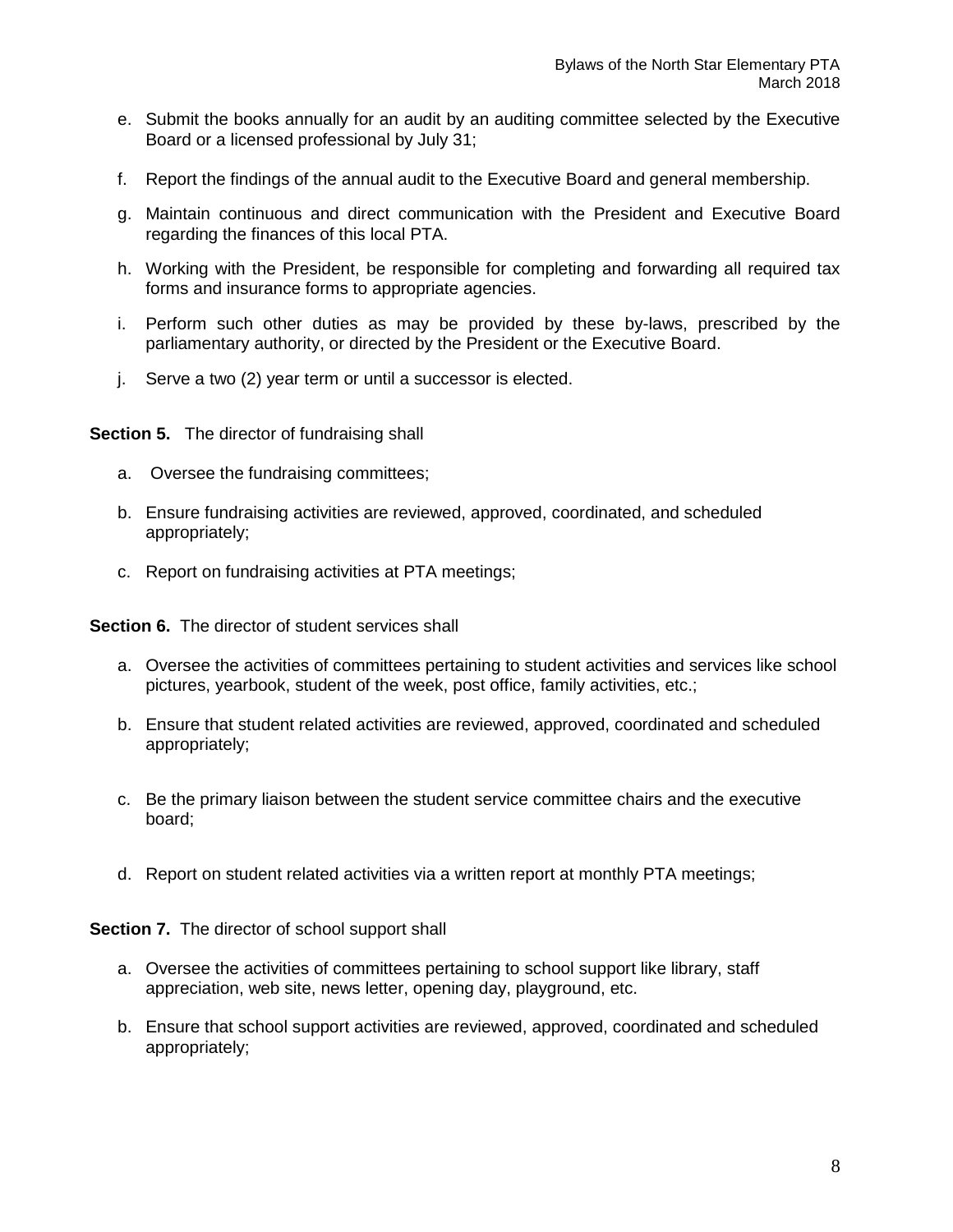e. Submit the books annually for an audit by an auditing committee selected by the Executive Board or a licensed professional by July 31;

f. Report the findings of the annual audit to the Executive Board and general membership.

g. Maintain continuous and direct communication with the President and Executive Board regarding the finances of this local PTA.

h. Working with the President, be responsible for completing and forwarding all required tax forms and insurance forms to appropriate agencies.

i. Perform such other duties as may be provided by these by-laws, prescribed by the parliamentary authority, or directed by the President or the Executive Board.

j. Serve a two (2) year term or until a successor is elected.

**Section 5.** The director of fundraising shall

a. Oversee the fundraising committees;

b. Ensure fundraising activities are reviewed, approved, coordinated, and scheduled appropriately;

c. Report on fundraising activities at PTA meetings;

**Section 6.** The director of student services shall

a. Oversee the activities of committees pertaining to student activities and services like school pictures, yearbook, student of the week, post office, family activities, etc.;

b. Ensure that student related activities are reviewed, approved, coordinated and scheduled appropriately;

c. Be the primary liaison between the student service committee chairs and the executive board;

d. Report on student related activities via a written report at monthly PTA meetings;

**Section 7.** The director of school support shall

a. Oversee the activities of committees pertaining to school support like library, staff appreciation, web site, news letter, opening day, playground, etc.

b. Ensure that school support activities are reviewed, approved, coordinated and scheduled appropriately;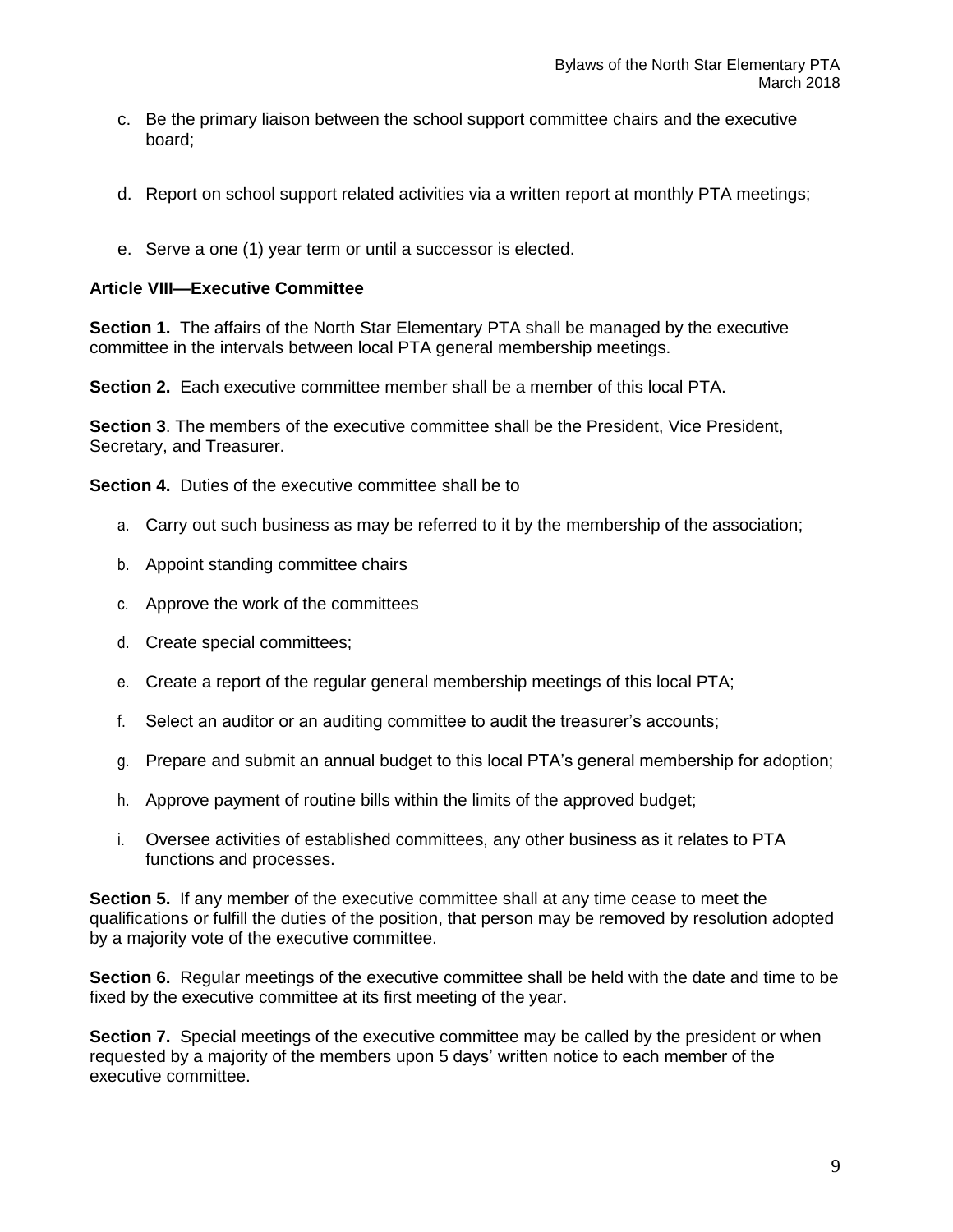c. Be the primary liaison between the school support committee chairs and the executive board;

d. Report on school support related activities via a written report at monthly PTA meetings;

e. Serve a one (1) year term or until a successor is elected.

**Article VIII—Executive Committee**

**Section 1.** The affairs of the North Star Elementary PTA shall be managed by the executive committee in the intervals between local PTA general membership meetings.

**Section 2.** Each executive committee member shall be a member of this local PTA.

**Section 3**. The members of the executive committee shall be the President, Vice President, Secretary, and Treasurer.

**Section 4.** Duties of the executive committee shall be to

a. Carry out such business as may be referred to it by the membership of the association;

b. Appoint standing committee chairs

c. Approve the work of the committees

d. Create special committees;

e. Create a report of the regular general membership meetings of this local PTA;

f. Select an auditor or an auditing committee to audit the treasurer's accounts;

g. Prepare and submit an annual budget to this local PTA's general membership for adoption;

h. Approve payment of routine bills within the limits of the approved budget;

i. Oversee activities of established committees, any other business as it relates to PTA functions and processes.

**Section 5.** If any member of the executive committee shall at any time cease to meet the qualifications or fulfill the duties of the position, that person may be removed by resolution adopted by a majority vote of the executive committee.

**Section 6.** Regular meetings of the executive committee shall be held with the date and time to be fixed by the executive committee at its first meeting of the year.

**Section 7.** Special meetings of the executive committee may be called by the president or when requested by a majority of the members upon 5 days' written notice to each member of the executive committee.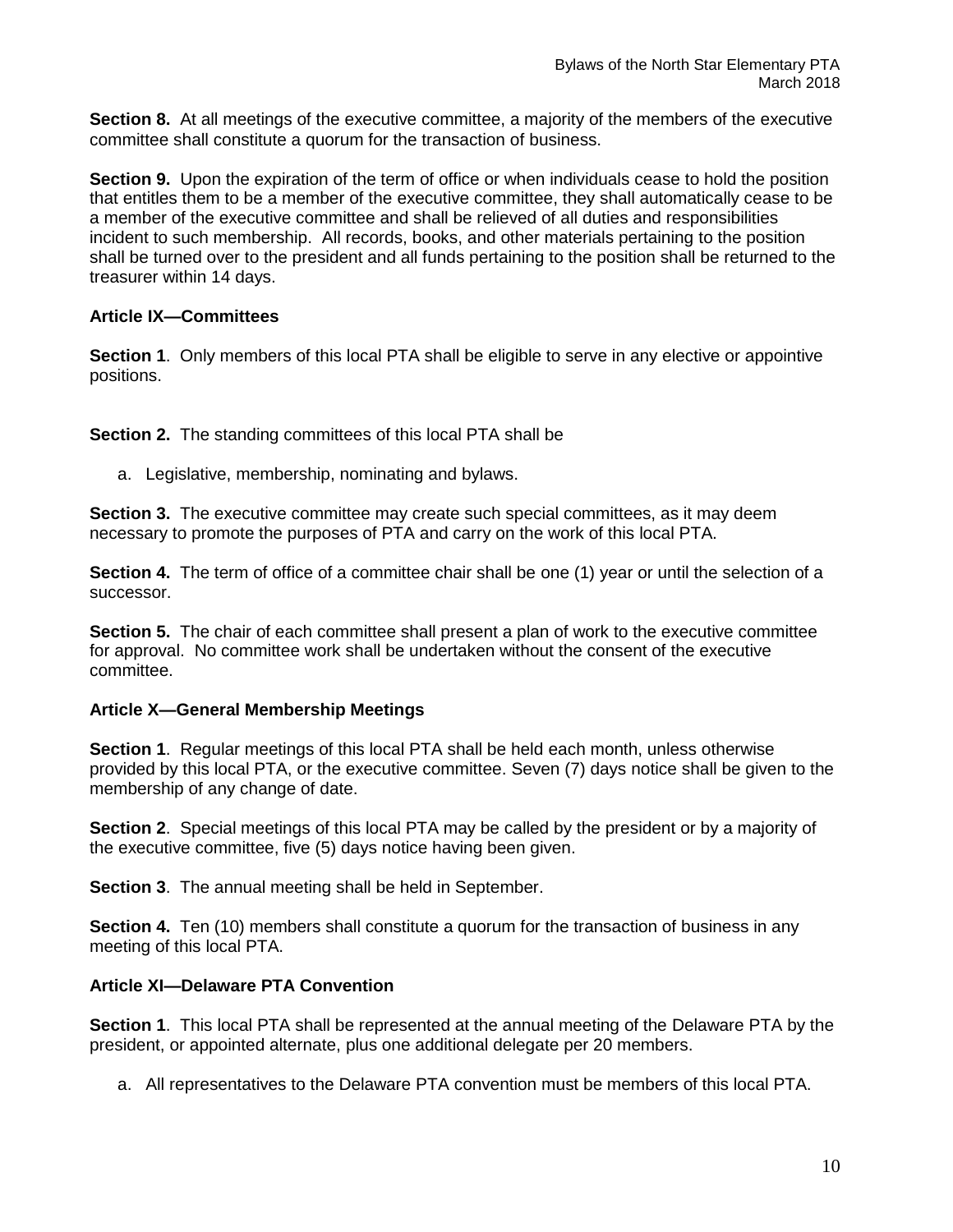**Section 8.** At all meetings of the executive committee, a majority of the members of the executive committee shall constitute a quorum for the transaction of business.

**Section 9.** Upon the expiration of the term of office or when individuals cease to hold the position that entitles them to be a member of the executive committee, they shall automatically cease to be a member of the executive committee and shall be relieved of all duties and responsibilities incident to such membership. All records, books, and other materials pertaining to the position shall be turned over to the president and all funds pertaining to the position shall be returned to the treasurer within 14 days.

### Article IX—Committees

**Section 1**. Only members of this local PTA shall be eligible to serve in any elective or appointive positions.

**Section 2.** The standing committees of this local PTA shall be

a. Legislative, membership, nominating and bylaws.

**Section 3.** The executive committee may create such special committees, as it may deem necessary to promote the purposes of PTA and carry on the work of this local PTA.

**Section 4.** The term of office of a committee chair shall be one (1) year or until the selection of a successor.

**Section 5.** The chair of each committee shall present a plan of work to the executive committee for approval. No committee work shall be undertaken without the consent of the executive committee.

### Article X—General Membership Meetings

**Section 1**. Regular meetings of this local PTA shall be held each month, unless otherwise provided by this local PTA, or the executive committee. Seven (7) days notice shall be given to the membership of any change of date.

**Section 2**. Special meetings of this local PTA may be called by the president or by a majority of the executive committee, five (5) days notice having been given.

**Section 3**. The annual meeting shall be held in September.

**Section 4.** Ten (10) members shall constitute a quorum for the transaction of business in any meeting of this local PTA.

### Article XI—Delaware PTA Convention

**Section 1**. This local PTA shall be represented at the annual meeting of the Delaware PTA by the president, or appointed alternate, plus one additional delegate per 20 members.

a. All representatives to the Delaware PTA convention must be members of this local PTA.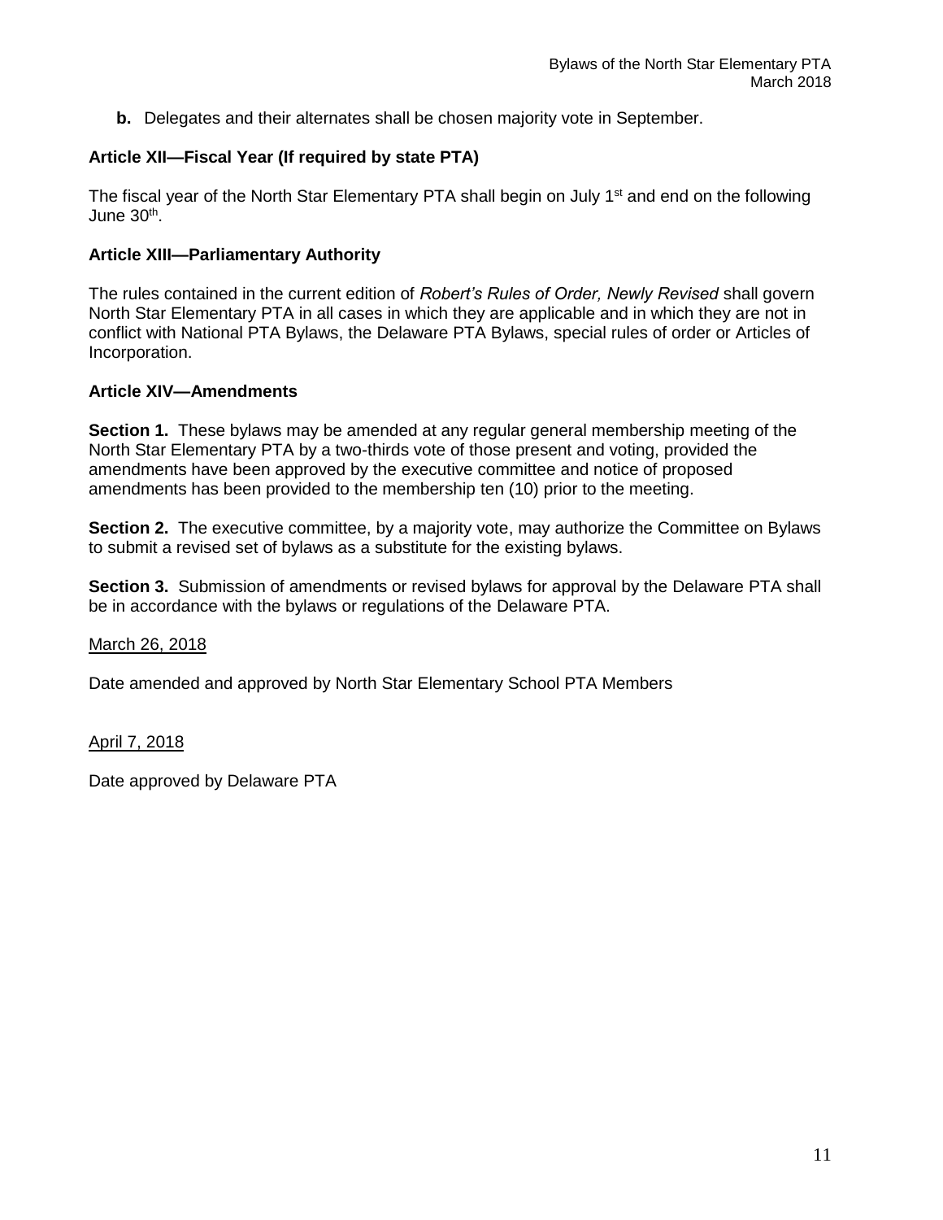**b.** Delegates and their alternates shall be chosen majority vote in September.

### Article XII—Fiscal Year (If required by state PTA)

The fiscal year of the North Star Elementary PTA shall begin on July 1st and end on the following June 30th.

### Article XIII—Parliamentary Authority

The rules contained in the current edition of *Robert's Rules of Order, Newly Revised* shall govern North Star Elementary PTA in all cases in which they are applicable and in which they are not in conflict with National PTA Bylaws, the Delaware PTA Bylaws, special rules of order or Articles of Incorporation.

### Article XIV—Amendments

**Section 1.** These bylaws may be amended at any regular general membership meeting of the North Star Elementary PTA by a two-thirds vote of those present and voting, provided the amendments have been approved by the executive committee and notice of proposed amendments has been provided to the membership ten (10) prior to the meeting.

**Section 2.** The executive committee, by a majority vote, may authorize the Committee on Bylaws to submit a revised set of bylaws as a substitute for the existing bylaws.

**Section 3.** Submission of amendments or revised bylaws for approval by the Delaware PTA shall be in accordance with the bylaws or regulations of the Delaware PTA.

<u>March 26, 2018</u>

Date amended and approved by North Star Elementary School PTA Members

<u>April 7, 2018</u>

Date approved by Delaware PTA